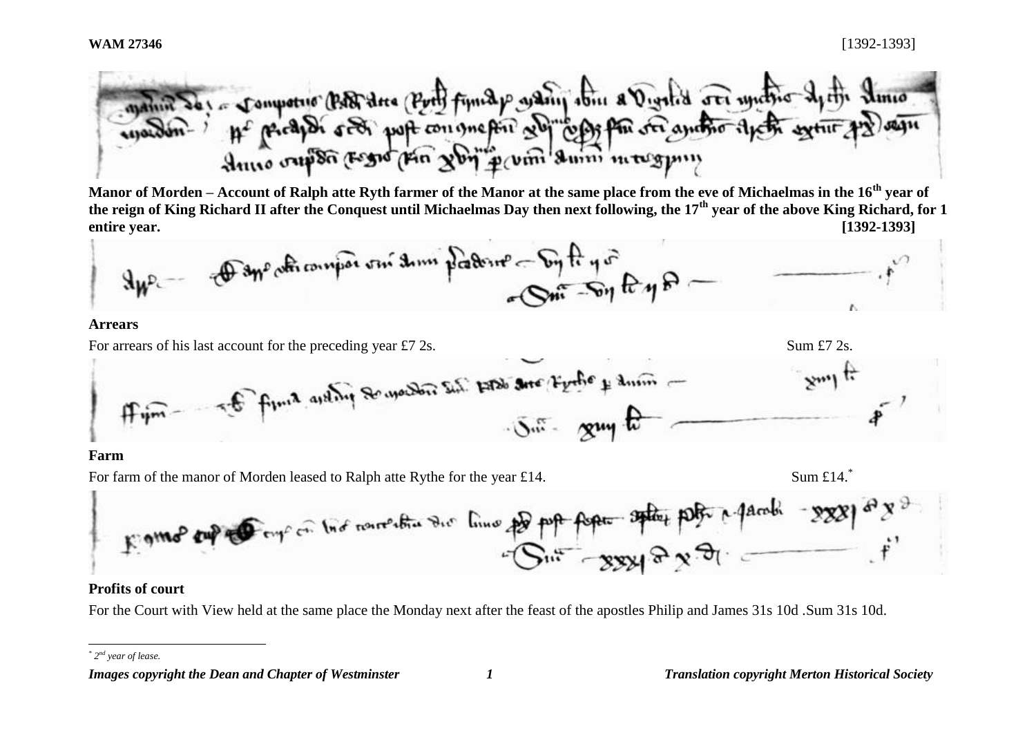**WAM 27346** [1392-1393]

**Manor of Morden – Account of Ralph atte Ryth farmer of the Manor at the same place from the eve of Michaelmas in the 16th year of the reign of King Richard II after the Conquest until Michaelmas Day then next following, the 17th year of the above King Richard, for 1 entire year. [1392-1393]**

**Arrears**

For arrears of his last account for the preceding year £7 2s. Sum £7 2s.

**Farm**

For farm of the manor of Morden leased to Ralph atte Rythe for the year £14. Sum £14.*

**Profits of court**

For the Court with View held at the same place the Monday next after the feast of the apostles Philip and James 31s 10d .Sum 31s 10d.

---

* *2nd year of lease.*

*Images copyright the Dean and Chapter of Westminster* *Translation copyright Merton Historical Society*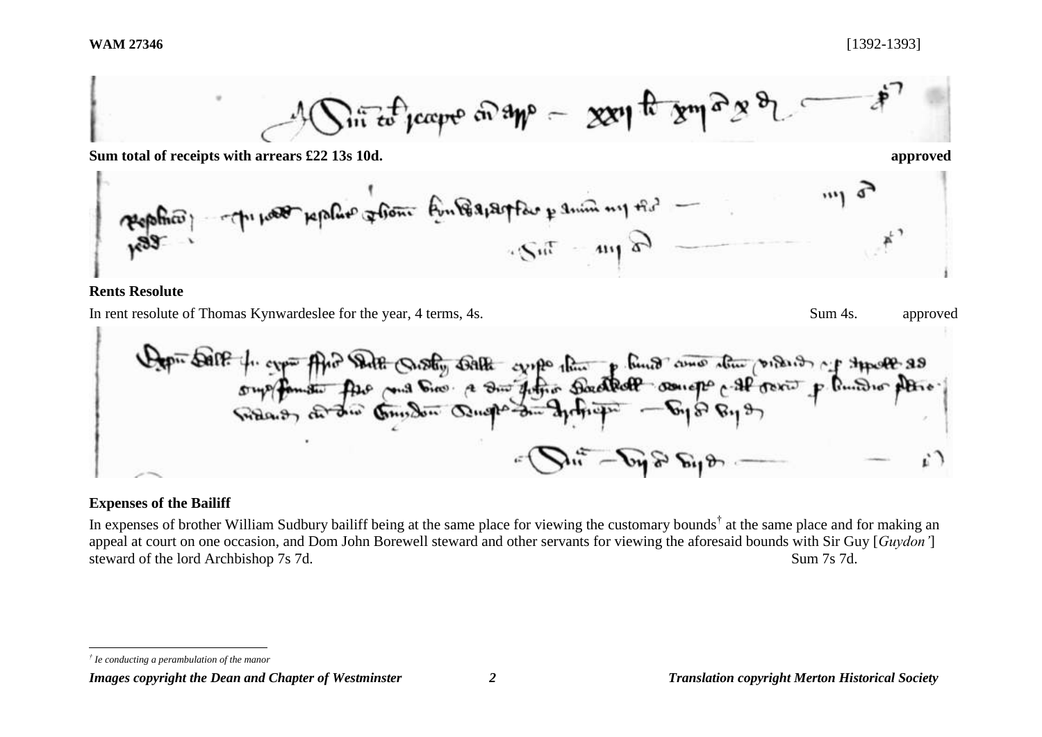**Sum total of receipts with arrears £22 13s 10d.** **approved**

**Rents Resolute**

In rent resolute of Thomas Kynwardeslee for the year, 4 terms, 4s. Sum 4s. approved

**Expenses of the Bailiff**

In expenses of brother William Sudbury bailiff being at the same place for viewing the customary bounds[†] at the same place and for making an appeal at court on one occasion, and Dom John Borewell steward and other servants for viewing the aforesaid bounds with Sir Guy [*Guydon'*] steward of the lord Archbishop 7s 7d. Sum 7s 7d.

[†] *Ie conducting a perambulation of the manor*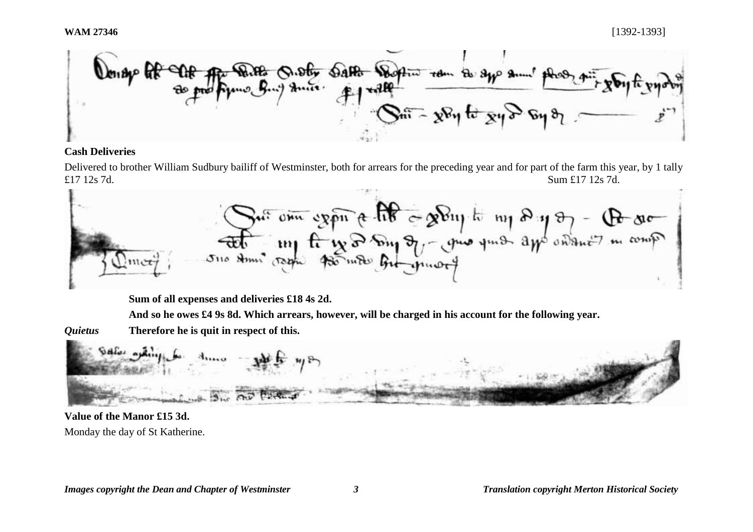**Cash Deliveries**

Delivered to brother William Sudbury bailiff of Westminster, both for arrears for the preceding year and for part of the farm this year, by 1 tally £17 12s 7d. Sum £17 12s 7d.

**Sum of all expenses and deliveries £18 4s 2d.**

**And so he owes £4 9s 8d. Which arrears, however, will be charged in his account for the following year.**

*Quietus* **Therefore he is quit in respect of this.**

**Value of the Manor £15 3d.**

Monday the day of St Katherine.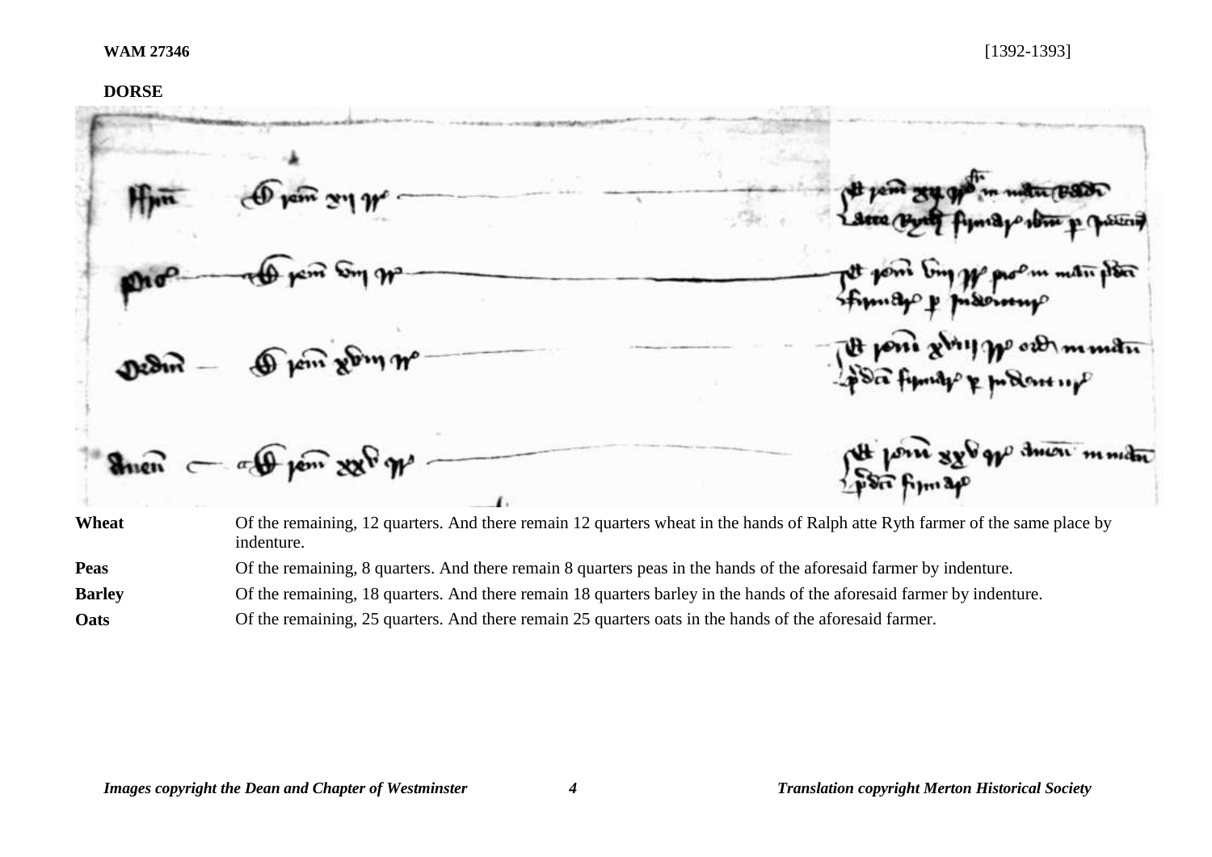**WAM 27346** [1392-1393]

**DORSE**

| | |
|---|---|
| **Wheat** | Of the remaining, 12 quarters. And there remain 12 quarters wheat in the hands of Ralph atte Ryth farmer of the same place by indenture. |
| **Peas** | Of the remaining, 8 quarters. And there remain 8 quarters peas in the hands of the aforesaid farmer by indenture. |
| **Barley** | Of the remaining, 18 quarters. And there remain 18 quarters barley in the hands of the aforesaid farmer by indenture. |
| **Oats** | Of the remaining, 25 quarters. And there remain 25 quarters oats in the hands of the aforesaid farmer. |

*Images copyright the Dean and Chapter of Westminster* *Translation copyright Merton Historical Society*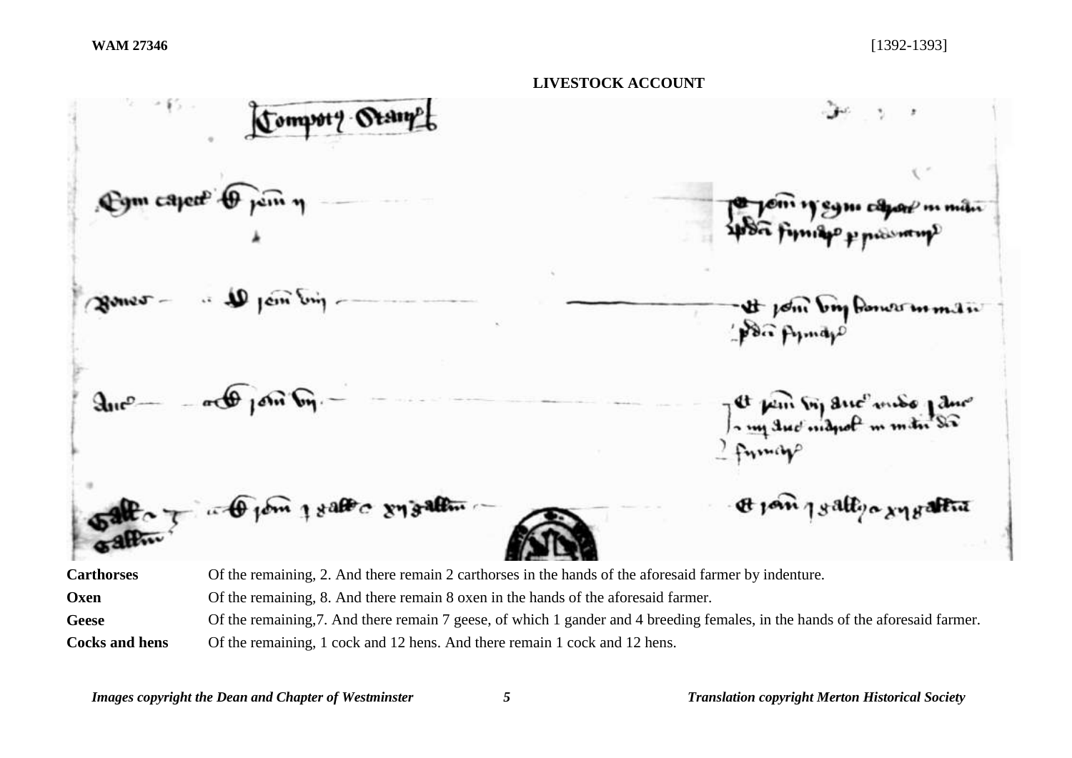WAM 27346 [1392-1393]

## LIVESTOCK ACCOUNT

| | |
|---|---|
| **Carthorses** | Of the remaining, 2. And there remain 2 carthorses in the hands of the aforesaid farmer by indenture. |
| **Oxen** | Of the remaining, 8. And there remain 8 oxen in the hands of the aforesaid farmer. |
| **Geese** | Of the remaining,7. And there remain 7 geese, of which 1 gander and 4 breeding females, in the hands of the aforesaid farmer. |
| **Cocks and hens** | Of the remaining, 1 cock and 12 hens. And there remain 1 cock and 12 hens. |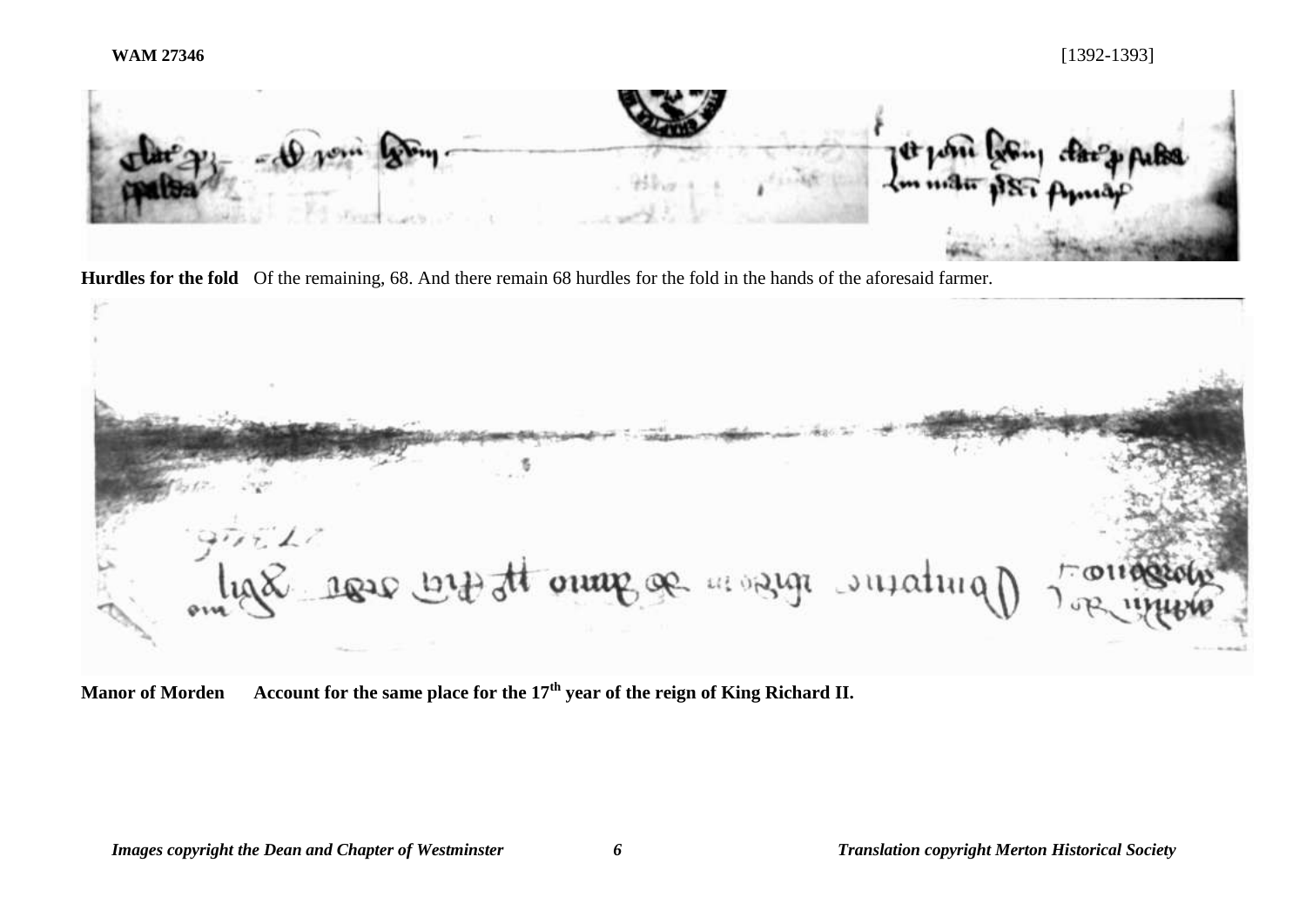**Hurdles for the fold** Of the remaining, 68. And there remain 68 hurdles for the fold in the hands of the aforesaid farmer.

**Manor of Morden** **Account for the same place for the 17th year of the reign of King Richard II.**